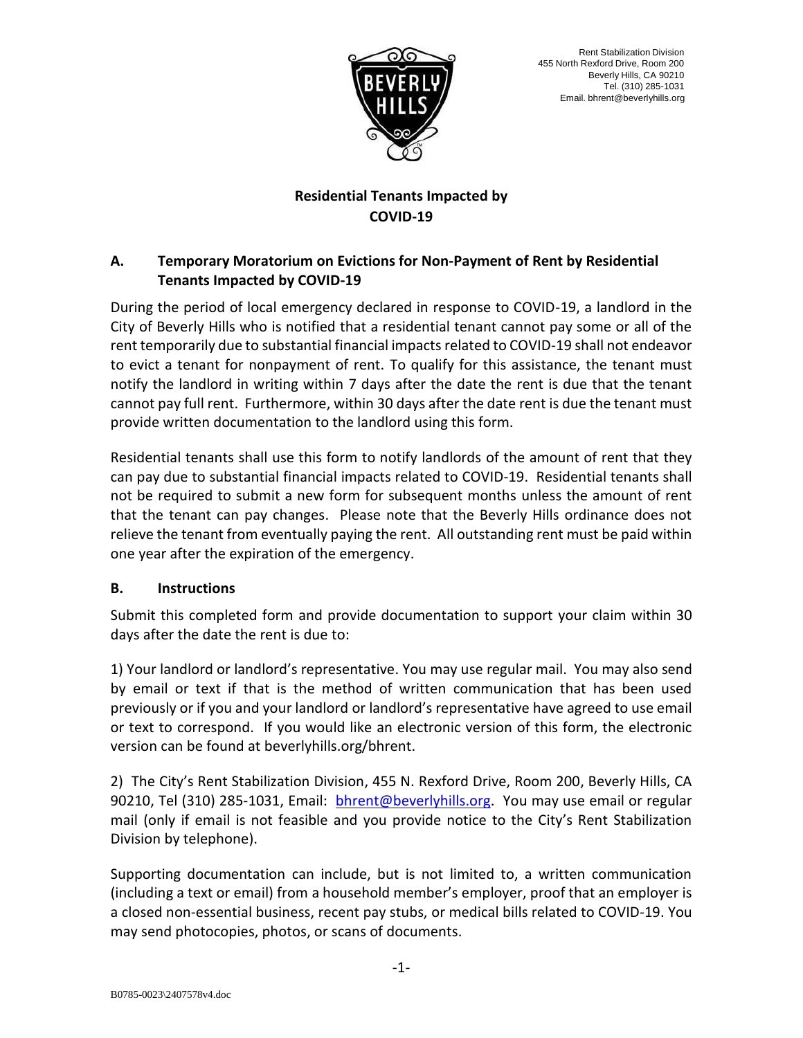Rent Stabilization Division
455 North Rexford Drive, Room 200
Beverly Hills, CA 90210
Tel. (310) 285-1031
Email. bhrent@beverlyhills.org

# Residential Tenants Impacted by COVID-19

## A. Temporary Moratorium on Evictions for Non-Payment of Rent by Residential Tenants Impacted by COVID-19

During the period of local emergency declared in response to COVID-19, a landlord in the City of Beverly Hills who is notified that a residential tenant cannot pay some or all of the rent temporarily due to substantial financial impacts related to COVID-19 shall not endeavor to evict a tenant for nonpayment of rent. To qualify for this assistance, the tenant must notify the landlord in writing within 7 days after the date the rent is due that the tenant cannot pay full rent. Furthermore, within 30 days after the date rent is due the tenant must provide written documentation to the landlord using this form.

Residential tenants shall use this form to notify landlords of the amount of rent that they can pay due to substantial financial impacts related to COVID-19. Residential tenants shall not be required to submit a new form for subsequent months unless the amount of rent that the tenant can pay changes. Please note that the Beverly Hills ordinance does not relieve the tenant from eventually paying the rent. All outstanding rent must be paid within one year after the expiration of the emergency.

## B. Instructions

Submit this completed form and provide documentation to support your claim within 30 days after the date the rent is due to:

1) Your landlord or landlord's representative. You may use regular mail. You may also send by email or text if that is the method of written communication that has been used previously or if you and your landlord or landlord's representative have agreed to use email or text to correspond. If you would like an electronic version of this form, the electronic version can be found at beverlyhills.org/bhrent.

2) The City's Rent Stabilization Division, 455 N. Rexford Drive, Room 200, Beverly Hills, CA 90210, Tel (310) 285-1031, Email: bhrent@beverlyhills.org. You may use email or regular mail (only if email is not feasible and you provide notice to the City's Rent Stabilization Division by telephone).

Supporting documentation can include, but is not limited to, a written communication (including a text or email) from a household member's employer, proof that an employer is a closed non-essential business, recent pay stubs, or medical bills related to COVID-19. You may send photocopies, photos, or scans of documents.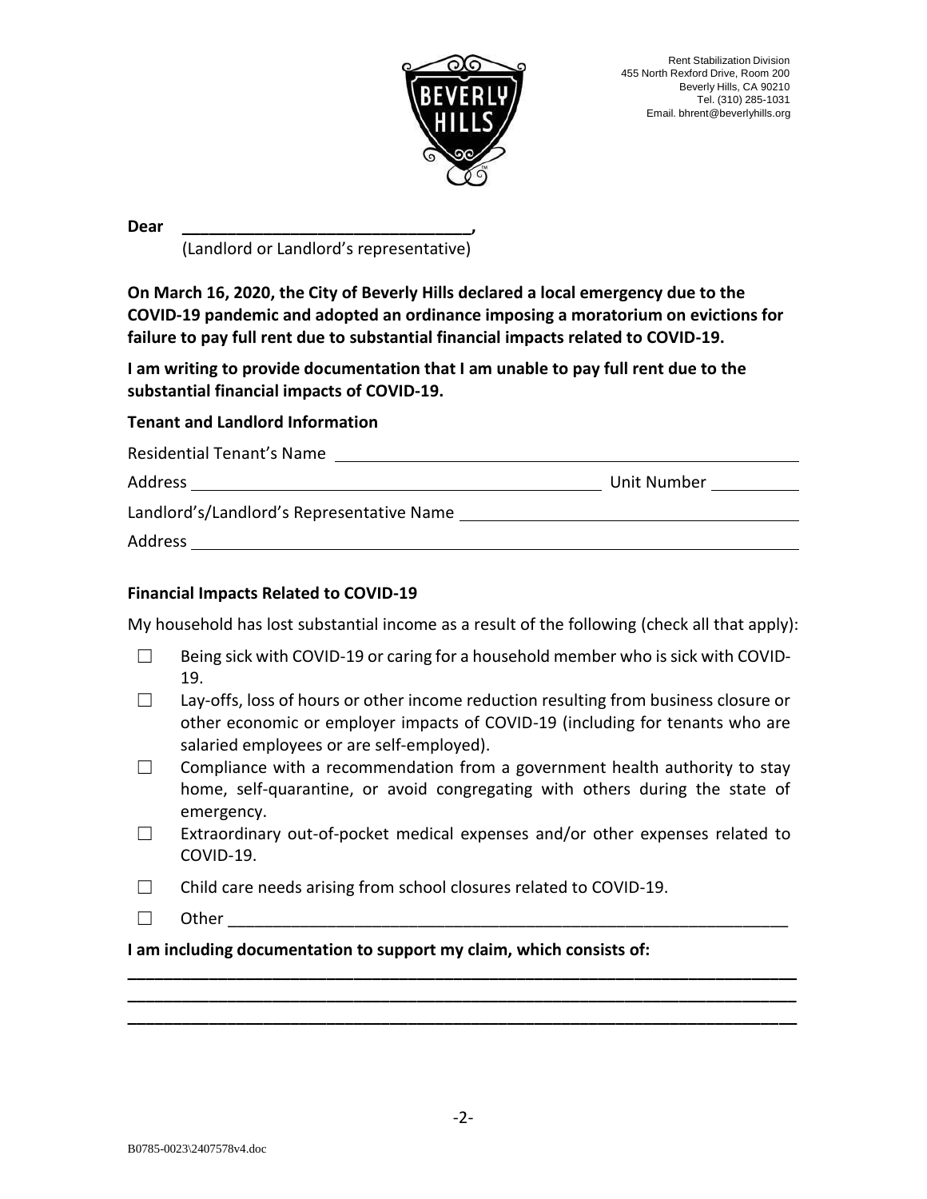Rent Stabilization Division
455 North Rexford Drive, Room 200
Beverly Hills, CA 90210
Tel. (310) 285-1031
Email. bhrent@beverlyhills.org

**Dear \_\_\_\_\_\_\_\_\_\_\_\_\_\_\_\_\_\_\_\_\_\_\_\_\_\_\_\_\_\_\_\_,**
(Landlord or Landlord's representative)

**On March 16, 2020, the City of Beverly Hills declared a local emergency due to the COVID-19 pandemic and adopted an ordinance imposing a moratorium on evictions for failure to pay full rent due to substantial financial impacts related to COVID-19.**

**I am writing to provide documentation that I am unable to pay full rent due to the substantial financial impacts of COVID-19.**

**Tenant and Landlord Information**

Residential Tenant's Name \_\_\_\_\_\_\_\_\_\_\_\_\_\_\_\_\_\_\_\_\_\_\_\_\_\_\_\_\_\_\_\_\_\_\_\_\_\_\_\_

Address \_\_\_\_\_\_\_\_\_\_\_\_\_\_\_\_\_\_\_\_\_\_\_\_\_\_\_\_\_\_\_\_\_\_\_\_ Unit Number \_\_\_\_\_\_\_\_

Landlord's/Landlord's Representative Name \_\_\_\_\_\_\_\_\_\_\_\_\_\_\_\_\_\_\_\_\_\_\_\_\_\_\_\_\_\_

Address \_\_\_\_\_\_\_\_\_\_\_\_\_\_\_\_\_\_\_\_\_\_\_\_\_\_\_\_\_\_\_\_\_\_\_\_\_\_\_\_\_\_\_\_\_\_\_\_\_\_\_\_

**Financial Impacts Related to COVID-19**

My household has lost substantial income as a result of the following (check all that apply):

- ☐ Being sick with COVID-19 or caring for a household member who is sick with COVID-19.
- ☐ Lay-offs, loss of hours or other income reduction resulting from business closure or other economic or employer impacts of COVID-19 (including for tenants who are salaried employees or are self-employed).
- ☐ Compliance with a recommendation from a government health authority to stay home, self-quarantine, or avoid congregating with others during the state of emergency.
- ☐ Extraordinary out-of-pocket medical expenses and/or other expenses related to COVID-19.
- ☐ Child care needs arising from school closures related to COVID-19.
- ☐ Other \_\_\_\_\_\_\_\_\_\_\_\_\_\_\_\_\_\_\_\_\_\_\_\_\_\_\_\_\_\_\_\_\_\_\_\_\_\_\_\_\_\_\_\_\_\_\_\_\_\_

**I am including documentation to support my claim, which consists of:**

\_\_\_\_\_\_\_\_\_\_\_\_\_\_\_\_\_\_\_\_\_\_\_\_\_\_\_\_\_\_\_\_\_\_\_\_\_\_\_\_\_\_\_\_\_\_\_\_\_\_\_\_\_\_\_\_\_\_\_\_\_\_\_\_
\_\_\_\_\_\_\_\_\_\_\_\_\_\_\_\_\_\_\_\_\_\_\_\_\_\_\_\_\_\_\_\_\_\_\_\_\_\_\_\_\_\_\_\_\_\_\_\_\_\_\_\_\_\_\_\_\_\_\_\_\_\_\_\_
\_\_\_\_\_\_\_\_\_\_\_\_\_\_\_\_\_\_\_\_\_\_\_\_\_\_\_\_\_\_\_\_\_\_\_\_\_\_\_\_\_\_\_\_\_\_\_\_\_\_\_\_\_\_\_\_\_\_\_\_\_\_\_\_

B0785-0023\2407578v4.doc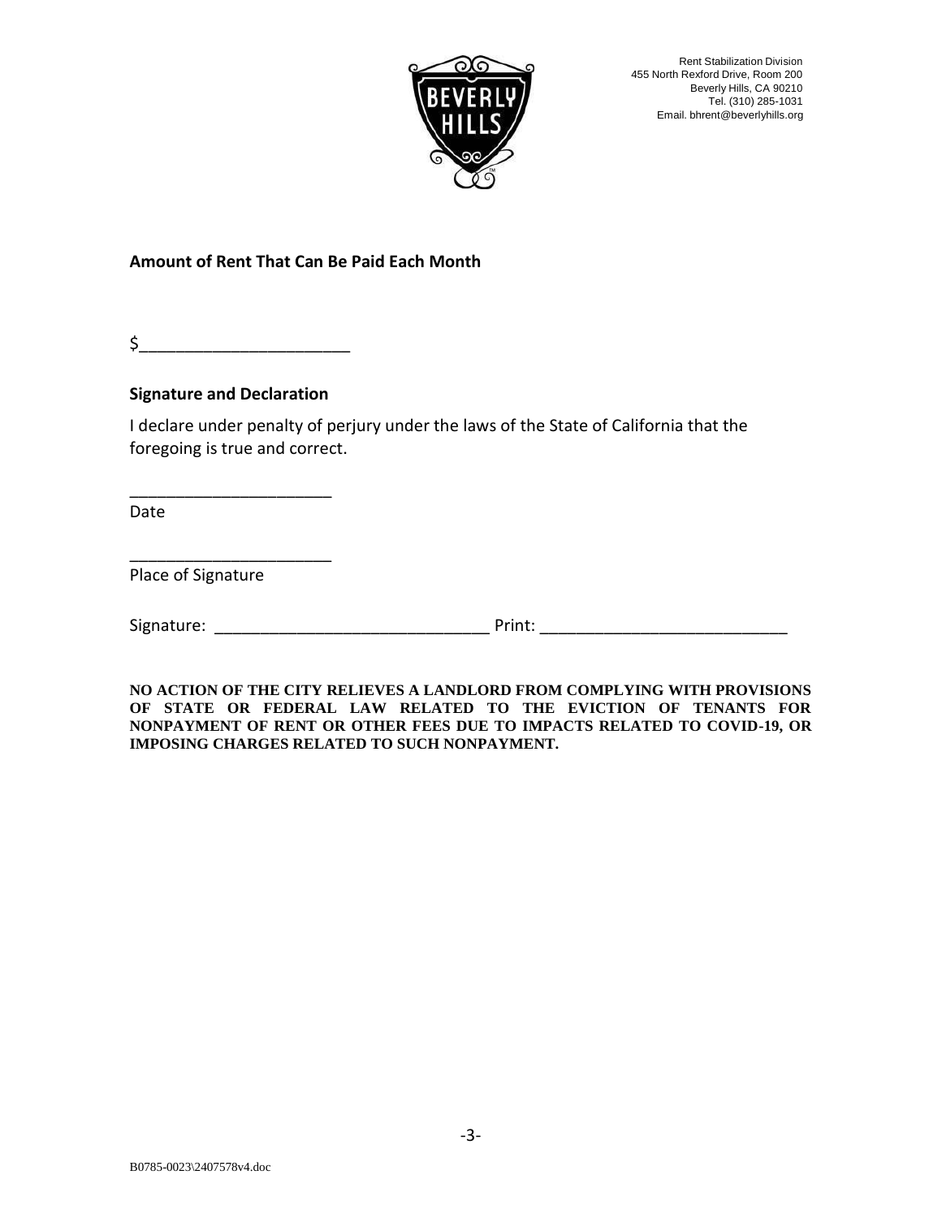Rent Stabilization Division
455 North Rexford Drive, Room 200
Beverly Hills, CA 90210
Tel. (310) 285-1031
Email. bhrent@beverlyhills.org

**Amount of Rent That Can Be Paid Each Month**

$______________________

**Signature and Declaration**

I declare under penalty of perjury under the laws of the State of California that the foregoing is true and correct.

______________________
Date

______________________
Place of Signature

Signature: ______________________________ Print: ___________________________

**NO ACTION OF THE CITY RELIEVES A LANDLORD FROM COMPLYING WITH PROVISIONS OF STATE OR FEDERAL LAW RELATED TO THE EVICTION OF TENANTS FOR NONPAYMENT OF RENT OR OTHER FEES DUE TO IMPACTS RELATED TO COVID-19, OR IMPOSING CHARGES RELATED TO SUCH NONPAYMENT.**

B0785-0023\2407578v4.doc